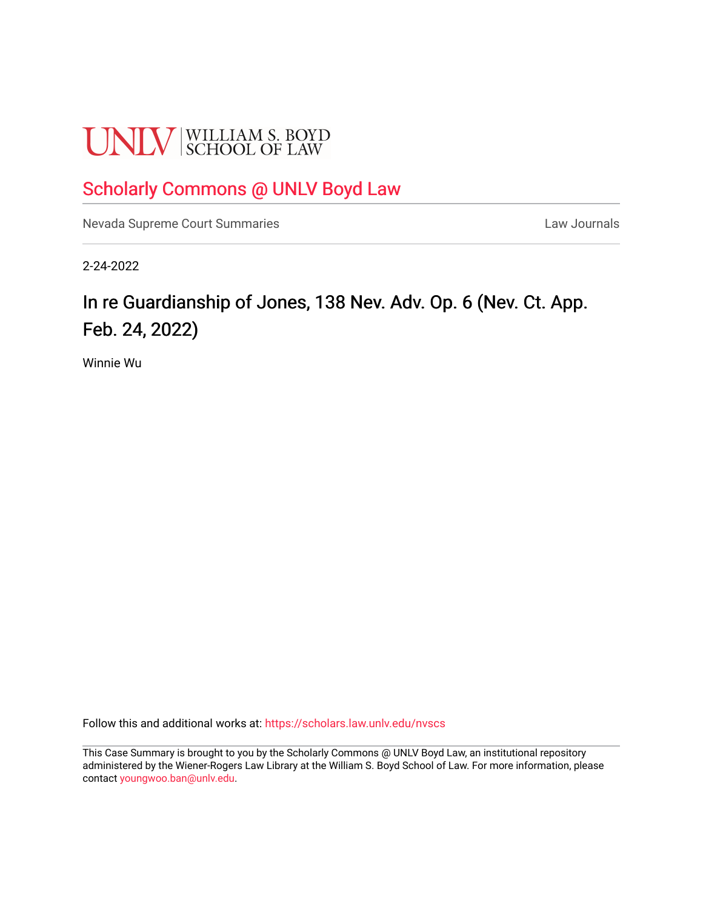UNLV | WILLIAM S. BOYD SCHOOL OF LAW

## Scholarly Commons @ UNLV Boyd Law

Nevada Supreme Court Summaries | Law Journals

2-24-2022

# In re Guardianship of Jones, 138 Nev. Adv. Op. 6 (Nev. Ct. App. Feb. 24, 2022)

Winnie Wu

Follow this and additional works at: https://scholars.law.unlv.edu/nvscs

This Case Summary is brought to you by the Scholarly Commons @ UNLV Boyd Law, an institutional repository administered by the Wiener-Rogers Law Library at the William S. Boyd School of Law. For more information, please contact youngwoo.ban@unlv.edu.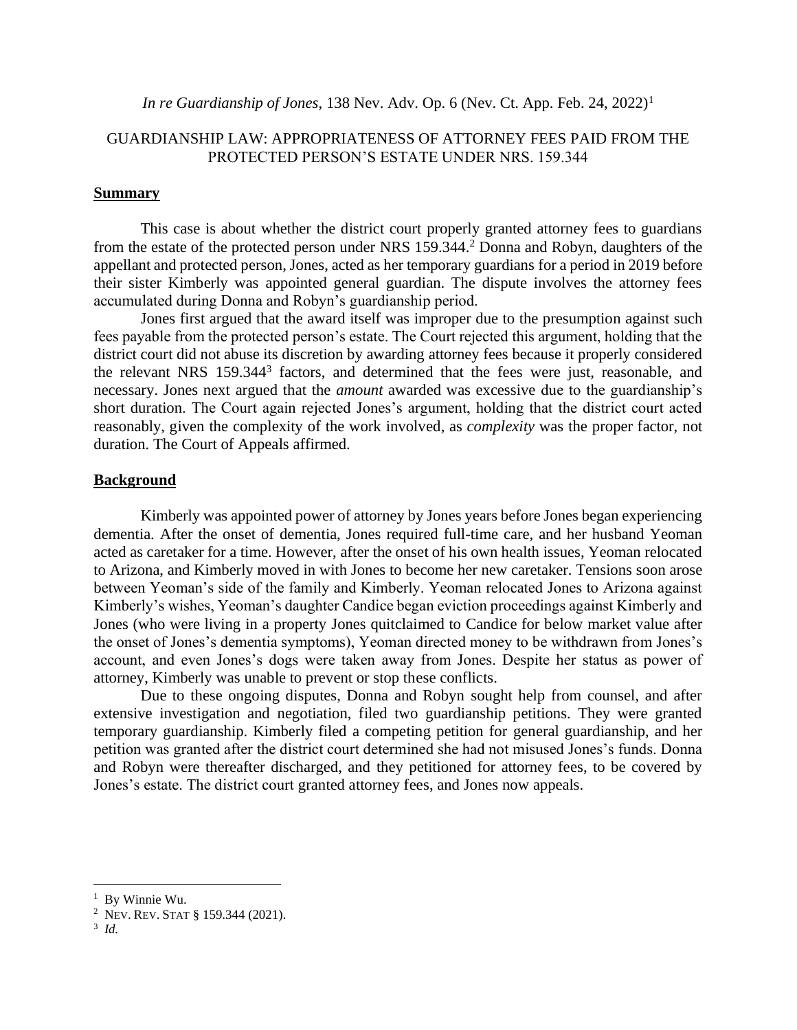*In re Guardianship of Jones*, 138 Nev. Adv. Op. 6 (Nev. Ct. App. Feb. 24, 2022)[1]

GUARDIANSHIP LAW: APPROPRIATENESS OF ATTORNEY FEES PAID FROM THE PROTECTED PERSON'S ESTATE UNDER NRS. 159.344

**Summary**

This case is about whether the district court properly granted attorney fees to guardians from the estate of the protected person under NRS 159.344.[2] Donna and Robyn, daughters of the appellant and protected person, Jones, acted as her temporary guardians for a period in 2019 before their sister Kimberly was appointed general guardian. The dispute involves the attorney fees accumulated during Donna and Robyn's guardianship period.

Jones first argued that the award itself was improper due to the presumption against such fees payable from the protected person's estate. The Court rejected this argument, holding that the district court did not abuse its discretion by awarding attorney fees because it properly considered the relevant NRS 159.344[3] factors, and determined that the fees were just, reasonable, and necessary. Jones next argued that the *amount* awarded was excessive due to the guardianship's short duration. The Court again rejected Jones's argument, holding that the district court acted reasonably, given the complexity of the work involved, as *complexity* was the proper factor, not duration. The Court of Appeals affirmed.

**Background**

Kimberly was appointed power of attorney by Jones years before Jones began experiencing dementia. After the onset of dementia, Jones required full-time care, and her husband Yeoman acted as caretaker for a time. However, after the onset of his own health issues, Yeoman relocated to Arizona, and Kimberly moved in with Jones to become her new caretaker. Tensions soon arose between Yeoman's side of the family and Kimberly. Yeoman relocated Jones to Arizona against Kimberly's wishes, Yeoman's daughter Candice began eviction proceedings against Kimberly and Jones (who were living in a property Jones quitclaimed to Candice for below market value after the onset of Jones's dementia symptoms), Yeoman directed money to be withdrawn from Jones's account, and even Jones's dogs were taken away from Jones. Despite her status as power of attorney, Kimberly was unable to prevent or stop these conflicts.

Due to these ongoing disputes, Donna and Robyn sought help from counsel, and after extensive investigation and negotiation, filed two guardianship petitions. They were granted temporary guardianship. Kimberly filed a competing petition for general guardianship, and her petition was granted after the district court determined she had not misused Jones's funds. Donna and Robyn were thereafter discharged, and they petitioned for attorney fees, to be covered by Jones's estate. The district court granted attorney fees, and Jones now appeals.

---

[1] By Winnie Wu.

[2] NEV. REV. STAT § 159.344 (2021).

[3] *Id.*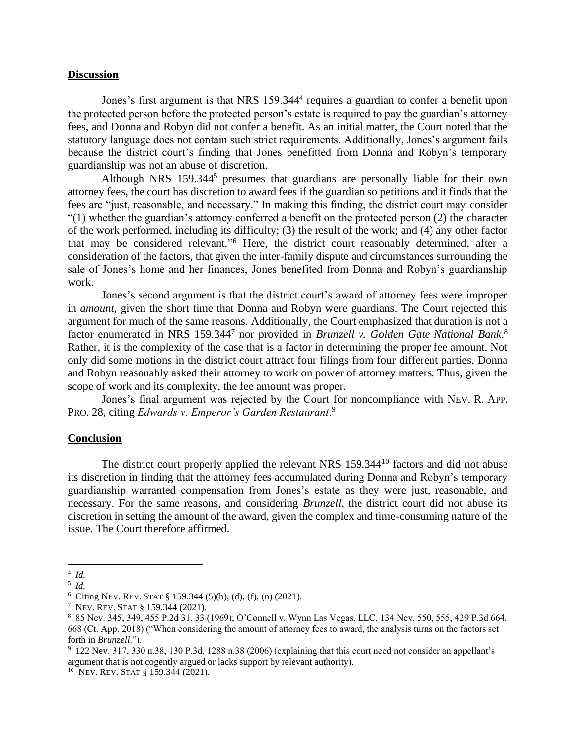## Discussion

Jones's first argument is that NRS 159.344[4] requires a guardian to confer a benefit upon the protected person before the protected person's estate is required to pay the guardian's attorney fees, and Donna and Robyn did not confer a benefit. As an initial matter, the Court noted that the statutory language does not contain such strict requirements. Additionally, Jones's argument fails because the district court's finding that Jones benefitted from Donna and Robyn's temporary guardianship was not an abuse of discretion.

Although NRS 159.344[5] presumes that guardians are personally liable for their own attorney fees, the court has discretion to award fees if the guardian so petitions and it finds that the fees are "just, reasonable, and necessary." In making this finding, the district court may consider "(1) whether the guardian's attorney conferred a benefit on the protected person (2) the character of the work performed, including its difficulty; (3) the result of the work; and (4) any other factor that may be considered relevant."[6] Here, the district court reasonably determined, after a consideration of the factors, that given the inter-family dispute and circumstances surrounding the sale of Jones's home and her finances, Jones benefited from Donna and Robyn's guardianship work.

Jones's second argument is that the district court's award of attorney fees were improper in *amount*, given the short time that Donna and Robyn were guardians. The Court rejected this argument for much of the same reasons. Additionally, the Court emphasized that duration is not a factor enumerated in NRS 159.344[7] nor provided in *Brunzell v. Golden Gate National Bank*.[8] Rather, it is the complexity of the case that is a factor in determining the proper fee amount. Not only did some motions in the district court attract four filings from four different parties, Donna and Robyn reasonably asked their attorney to work on power of attorney matters. Thus, given the scope of work and its complexity, the fee amount was proper.

Jones's final argument was rejected by the Court for noncompliance with NEV. R. APP. PRO. 28, citing *Edwards v. Emperor's Garden Restaurant*.[9]

## Conclusion

The district court properly applied the relevant NRS 159.344[10] factors and did not abuse its discretion in finding that the attorney fees accumulated during Donna and Robyn's temporary guardianship warranted compensation from Jones's estate as they were just, reasonable, and necessary. For the same reasons, and considering *Brunzell*, the district court did not abuse its discretion in setting the amount of the award, given the complex and time-consuming nature of the issue. The Court therefore affirmed.

---

[4] *Id.*

[5] *Id.*

[6] Citing NEV. REV. STAT § 159.344 (5)(b), (d), (f), (n) (2021).

[7] NEV. REV. STAT § 159.344 (2021).

[8] 85 Nev. 345, 349, 455 P.2d 31, 33 (1969); O'Connell v. Wynn Las Vegas, LLC, 134 Nev. 550, 555, 429 P.3d 664, 668 (Ct. App. 2018) ("When considering the amount of attorney fees to award, the analysis turns on the factors set forth in *Brunzell*.").

[9] 122 Nev. 317, 330 n.38, 130 P.3d, 1288 n.38 (2006) (explaining that this court need not consider an appellant's argument that is not cogently argued or lacks support by relevant authority).

[10] NEV. REV. STAT § 159.344 (2021).